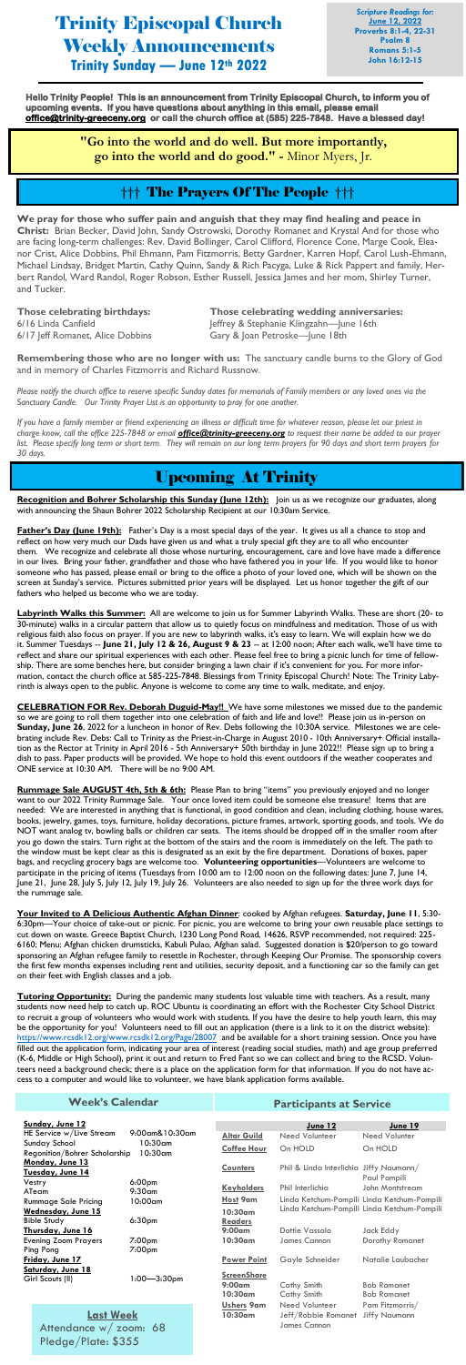# Trinity Episcopal Church Weekly Announcements

## Trinity Sunday — June 12th 2022

*Scripture Readings for:*
**June 12, 2022**
**Proverbs 8:1-4, 22-31**
**Psalm 8**
**Romans 5:1-5**
**John 16:12-15**

**Hello Trinity People! This is an announcement from Trinity Episcopal Church, to inform you of upcoming events. If you have questions about anything in this email, please email office@trinity-greeceny.org or call the church office at (585) 225-7848. Have a blessed day!**

**"Go into the world and do well. But more importantly, go into the world and do good." -** Minor Myers, Jr.

## ††† The Prayers Of The People †††

**We pray for those who suffer pain and anguish that they may find healing and peace in Christ:** Brian Becker, David John, Sandy Ostrowski, Dorothy Romanet and Krystal And for those who are facing long-term challenges: Rev. David Bollinger, Carol Clifford, Florence Cone, Marge Cook, Eleanor Crist, Alice Dobbins, Phil Ehmann, Pam Fitzmorris, Betty Gardner, Karren Hopf, Carol Lush-Ehmann, Michael Lindsay, Bridget Martin, Cathy Quinn, Sandy & Rich Pacyga, Luke & Rick Pappert and family, Herbert Randol, Ward Randol, Roger Robson, Esther Russell, Jessica James and her mom, Shirley Turner, and Tucker.

**Those celebrating birthdays:**
6/16 Linda Canfield
6/17 Jeff Romanet, Alice Dobbins

**Those celebrating wedding anniversaries:**
Jeffrey & Stephanie Klingzahn—June 16th
Gary & Joan Petroske—June 18th

**Remembering those who are no longer with us:** The sanctuary candle burns to the Glory of God and in memory of Charles Fitzmorris and Richard Russnow.

*Please notify the church office to reserve specific Sunday dates for memorials of Family members or any loved ones via the Sanctuary Candle. Our Trinity Prayer List is an opportunity to pray for one another.*

*If you have a family member or friend experiencing an illness or difficult time for whatever reason, please let our priest in charge know, call the office 225-7848 or email **office@trinity-greeceny.org** to request their name be added to our prayer list. Please specify long term or short term. They will remain on our long term prayers for 90 days and short term prayers for 30 days.*

## Upcoming At Trinity

**Recognition and Bohrer Scholarship this Sunday (June 12th):** Join us as we recognize our graduates, along with announcing the Shaun Bohrer 2022 Scholarship Recipient at our 10:30am Service.

**Father's Day (June 19th):** Father's Day is a most special days of the year. It gives us all a chance to stop and reflect on how very much our Dads have given us and what a truly special gift they are to all who encounter them. We recognize and celebrate all those whose nurturing, encouragement, care and love have made a difference in our lives. Bring your father, grandfather and those who have fathered you in your life. If you would like to honor someone who has passed, please email or bring to the office a photo of your loved one, which will be shown on the screen at Sunday's service. Pictures submitted prior years will be displayed. Let us honor together the gift of our fathers who helped us become who we are today.

**Labyrinth Walks this Summer:** All are welcome to join us for Summer Labyrinth Walks. These are short (20- to 30-minute) walks in a circular pattern that allow us to quietly focus on mindfulness and meditation. Those of us with religious faith also focus on prayer. If you are new to labyrinth walks, it's easy to learn. We will explain how we do it. Summer Tuesdays -- **June 21, July 12 & 26, August 9 & 23** -- at 12:00 noon; After each walk, we'll have time to reflect and share our spiritual experiences with each other. Please feel free to bring a picnic lunch for time of fellowship. There are some benches here, but consider bringing a lawn chair if it's convenient for you. For more information, contact the church office at 585-225-7848. Blessings from Trinity Episcopal Church! Note: The Trinity Labyrinth is always open to the public. Anyone is welcome to come any time to walk, meditate, and enjoy.

**CELEBRATION FOR Rev. Deborah Duguid-May!!** We have some milestones we missed due to the pandemic so we are going to roll them together into one celebration of faith and life and love!! Please join us in-person on **Sunday, June 26**, 2022 for a luncheon in honor of Rev. Debs following the 10:30A service. Milestones we are celebrating include Rev. Debs: Call to Trinity as the Priest-in-Charge in August 2010 - 10th Anniversary+ Official installation as the Rector at Trinity in April 2016 - 5th Anniversary+ 50th birthday in June 2022!! Please sign up to bring a dish to pass. Paper products will be provided. We hope to hold this event outdoors if the weather cooperates and ONE service at 10:30 AM. There will be no 9:00 AM.

**Rummage Sale AUGUST 4th, 5th & 6th:** Please Plan to bring "items" you previously enjoyed and no longer want to our 2022 Trinity Rummage Sale. Your once loved item could be someone else treasure! Items that are needed: We are interested in anything that is functional, in good condition and clean, including clothing, house wares, books, jewelry, games, toys, furniture, holiday decorations, picture frames, artwork, sporting goods, and tools. We do NOT want analog tv, bowling balls or children car seats. The items should be dropped off in the smaller room after you go down the stairs. Turn right at the bottom of the stairs and the room is immediately on the left. The path to the window must be kept clear as this is designated as an exit by the fire department. Donations of boxes, paper bags, and recycling grocery bags are welcome too. **Volunteering opportunities**—Volunteers are welcome to participate in the pricing of items (Tuesdays from 10:00 am to 12:00 noon on the following dates: June 7, June 14, June 21, June 28, July 5, July 12, July 19, July 26. Volunteers are also needed to sign up for the three work days for the rummage sale.

**Your Invited to A Delicious Authentic Afghan Dinner**: cooked by Afghan refugees. **Saturday, June 11**, 5:30-6:30pm—Your choice of take-out or picnic. For picnic, you are welcome to bring your own reusable place settings to cut down on waste. Greece Baptist Church, 1230 Long Pond Road, 14626, RSVP recommended, not required: 225-6160; Menu: Afghan chicken drumsticks, Kabuli Pulao, Afghan salad. Suggested donation is $20/person to go toward sponsoring an Afghan refugee family to resettle in Rochester, through Keeping Our Promise. The sponsorship covers the first few months expenses including rent and utilities, security deposit, and a functioning car so the family can get on their feet with English classes and a job.

**Tutoring Opportunity:** During the pandemic many students lost valuable time with teachers. As a result, many students now need help to catch up. ROC Ubuntu is coordinating an effort with the Rochester City School District to recruit a group of volunteers who would work with students. If you have the desire to help youth learn, this may be the opportunity for you! Volunteers need to fill out an application (there is a link to it on the district website): https://www.rcsdk12.org/www.rcsdk12.org/Page/28007 and be available for a short training session. Once you have filled out the application form, indicating your area of interest (reading social studies, math) and age group preferred (K-6, Middle or High School), print it out and return to Fred Fant so we can collect and bring to the RCSD. Volunteers need a background check; there is a place on the application form for that information. If you do not have access to a computer and would like to volunteer, we have blank application forms available.

### Week's Calendar

**Sunday, June 12**

| | |
|---|---|
| HE Service w/Live Stream | 9:00am&10:30am |
| Sunday School | 10:30am |
| Regonition/Bohrer Scholarship | 10:30am |

**Monday, June 13**

**Tuesday, June 14**

| | |
|---|---|
| Vestry | 6:00pm |
| ATeam | 9:30am |
| Rummage Sale Pricing | 10:00am |

**Wednesday, June 15**

| | |
|---|---|
| Bible Study | 6:30pm |

**Thursday, June 16**

| | |
|---|---|
| Evening Zoom Prayers | 7:00pm |
| Ping Pong | 7:00pm |

**Friday, June 17**

**Saturday, June 18**

| | |
|---|---|
| Girl Scouts (II) | 1:00—3:30pm |

**Last Week**
Attendance w/ zoom: 68
Pledge/Plate: $355

### Participants at Service

| | June 12 | June 19 |
|---|---|---|
| **Altar Guild** | Need Volunteer | Need Volunter |
| **Coffee Hour** | On HOLD | On HOLD |
| **Counters** | Phil & Linda Interlichia | Jiffy Naumann/ Paul Pompili |
| **Keyholders** | Phil Interlichia | John Montstream |
| **Host 9am** | Linda Ketchum-Pompili | Linda Ketchum-Pompili |
| **10:30am** | Linda Ketchum-Pompili | Linda Ketchum-Pompili |
| **Readers 9:00am** | Dottie Vassalo | Jack Eddy |
| **10:30am** | James Cannon | Dorothy Romanet |
| **Power Point** | Gayle Schneider | Natalie Laubacher |
| **ScreenShare 9:00am** | Cathy Smith | Bob Romanet |
| **10:30am** | Cathy Smith | Bob Romanet |
| **Ushers 9am** | Need Volunteer | Pam Fitzmorris/ |
| **10:30am** | Jeff/Robbie Romanet James Cannon | Jiffy Naumann |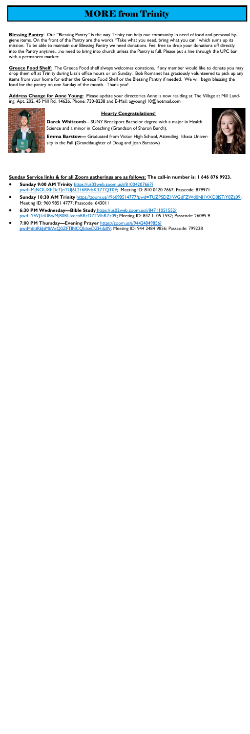# MORE from Trinity

**Blessing Pantry**: Our "Blessing Pantry" is the way Trinity can help our community in need of food and personal hygiene items. On the front of the Pantry are the words "Take what you need, bring what you can" which sums up its mission. To be able to maintain our Blessing Pantry we need donations. Feel free to drop your donations off directly into the Pantry anytime…no need to bring into church unless the Pantry is full. Please put a line through the UPC bar with a permanent marker.

**Greece Food Shelf:** The Greece Food shelf always welcomes donations. If any member would like to donate you may drop them off at Trinity during Lisa's office hours or on Sunday. Bob Romanet has graciously volunteered to pick up any items from your home for either the Greece Food Shelf or the Blessing Pantry if needed. We will begin blessing the food for the pantry on one Sunday of the month. Thank you!

**Address Change for Anne Young:** Please update your directories Anne is now residing at The Village at Mill Landing, Apt. 202, 45 Mill Rd, 14626, Phone: 730-8238 and E-Mail: agyoung110@hotmail.com

**Hearty Congratulations!**

**Darek Whitcomb**—SUNY Brockport Bachelor degree with a major in Health Science and a minor in Coaching (Grandson of Sharon Burch).

**Emma Barstow—** Graduated from Victor High School, Attending Ithaca University in the Fall (Granddaughter of Doug and Joan Barstow)

**Sunday Service links & for all Zoom gatherings are as follows: The call-in number is: 1 646 876 9923.**

- **Sunday 9:00 AM Trinity** https://us02web.zoom.us/j/81004207667?pwd=MjNOUXhDcTJoTUJ6L216RFdsK3ZTQT09; Meeting ID: 810 0420 7667; Passcode: 879971
- **Sunday 10:30 AM Trinity** https://zoom.us/j/96098514777?pwd=TUZPSDZ1WGdFZWd0NHVXQ0lSTjY0Zz09; Meeting ID: 960 9851 4777; Passcode: 643011
- **6:30 PM Wednesday—Bible Study** https://us02web.zoom.us/j/84711051552?pwd=YWJ1dURwMjB0RUxqcnRRcDZTVlhRZz09**;** Meeting ID: 847 1105 1552; Passcode: 26095 9
- **7:00 PM Thursday—Evening Prayer** https://zoom.us/j/94424849856?pwd=ditiRkJsMkVxQ0ZFTlNCQldxeDZHdz09; Meeting ID: 944 2484 9856; Passcode: 799238